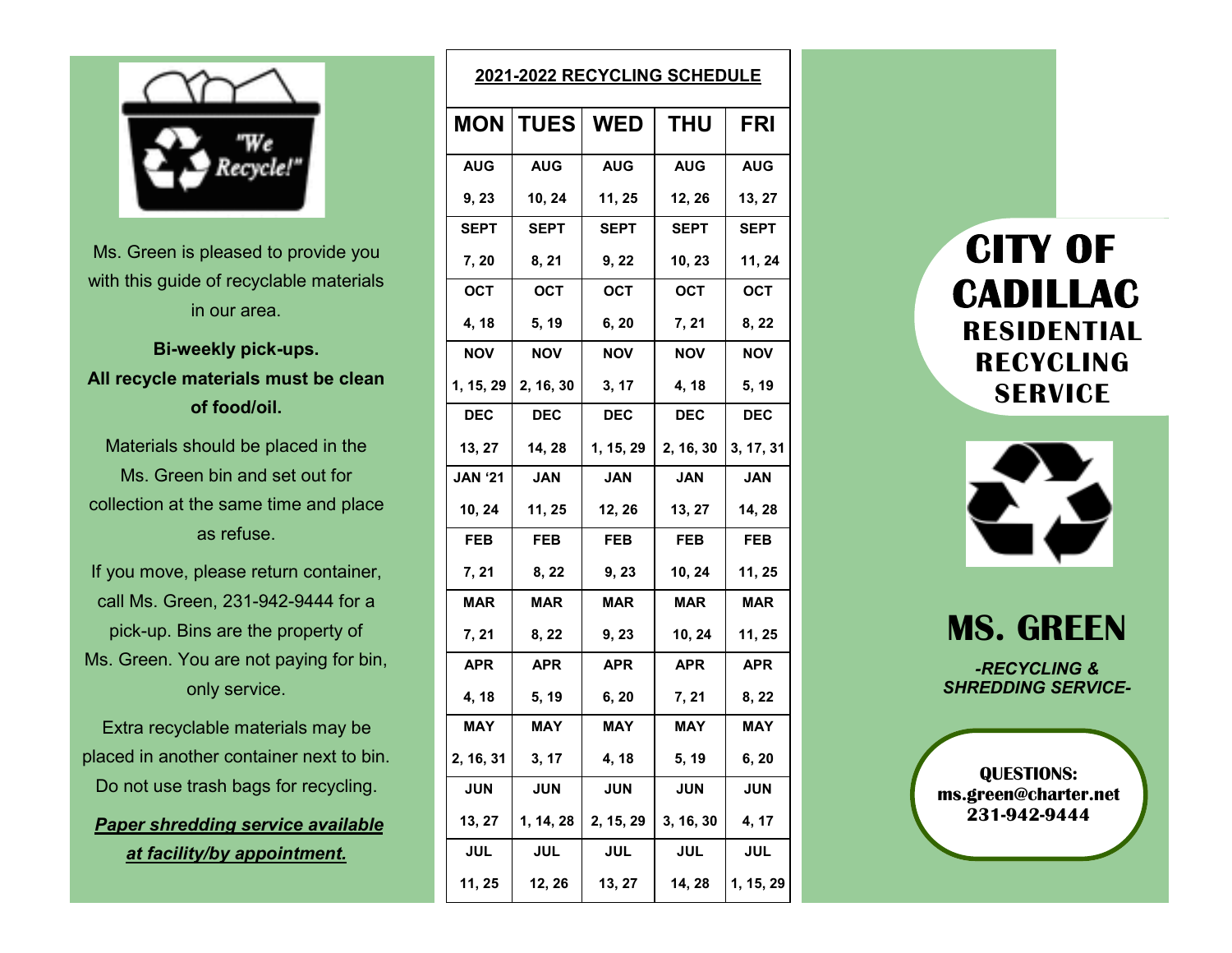Ms. Green is pleased to provide you with this guide of recyclable materials in our area.

**Bi-weekly pick-ups.**
**All recycle materials must be clean of food/oil.**

Materials should be placed in the Ms. Green bin and set out for collection at the same time and place as refuse.

If you move, please return container, call Ms. Green, 231-942-9444 for a pick-up. Bins are the property of Ms. Green. You are not paying for bin, only service.

Extra recyclable materials may be placed in another container next to bin. Do not use trash bags for recycling.

***Paper shredding service available at facility/by appointment.***

## 2021-2022 RECYCLING SCHEDULE

| MON | TUES | WED | THU | FRI |
|---|---|---|---|---|
| AUG 9, 23 | AUG 10, 24 | AUG 11, 25 | AUG 12, 26 | AUG 13, 27 |
| SEPT 7, 20 | SEPT 8, 21 | SEPT 9, 22 | SEPT 10, 23 | SEPT 11, 24 |
| OCT 4, 18 | OCT 5, 19 | OCT 6, 20 | OCT 7, 21 | OCT 8, 22 |
| NOV 1, 15, 29 | NOV 2, 16, 30 | NOV 3, 17 | NOV 4, 18 | NOV 5, 19 |
| DEC 13, 27 | DEC 14, 28 | DEC 1, 15, 29 | DEC 2, 16, 30 | DEC 3, 17, 31 |
| JAN '21 10, 24 | JAN 11, 25 | JAN 12, 26 | JAN 13, 27 | JAN 14, 28 |
| FEB 7, 21 | FEB 8, 22 | FEB 9, 23 | FEB 10, 24 | FEB 11, 25 |
| MAR 7, 21 | MAR 8, 22 | MAR 9, 23 | MAR 10, 24 | MAR 11, 25 |
| APR 4, 18 | APR 5, 19 | APR 6, 20 | APR 7, 21 | APR 8, 22 |
| MAY 2, 16, 31 | MAY 3, 17 | MAY 4, 18 | MAY 5, 19 | MAY 6, 20 |
| JUN 13, 27 | JUN 1, 14, 28 | JUN 2, 15, 29 | JUN 3, 16, 30 | JUN 4, 17 |
| JUL 11, 25 | JUL 12, 26 | JUL 13, 27 | JUL 14, 28 | JUL 1, 15, 29 |

# CITY OF CADILLAC
## RESIDENTIAL RECYCLING SERVICE

# MS. GREEN

***-RECYCLING & SHREDDING SERVICE-***

**QUESTIONS:**
**ms.green@charter.net**
**231-942-9444**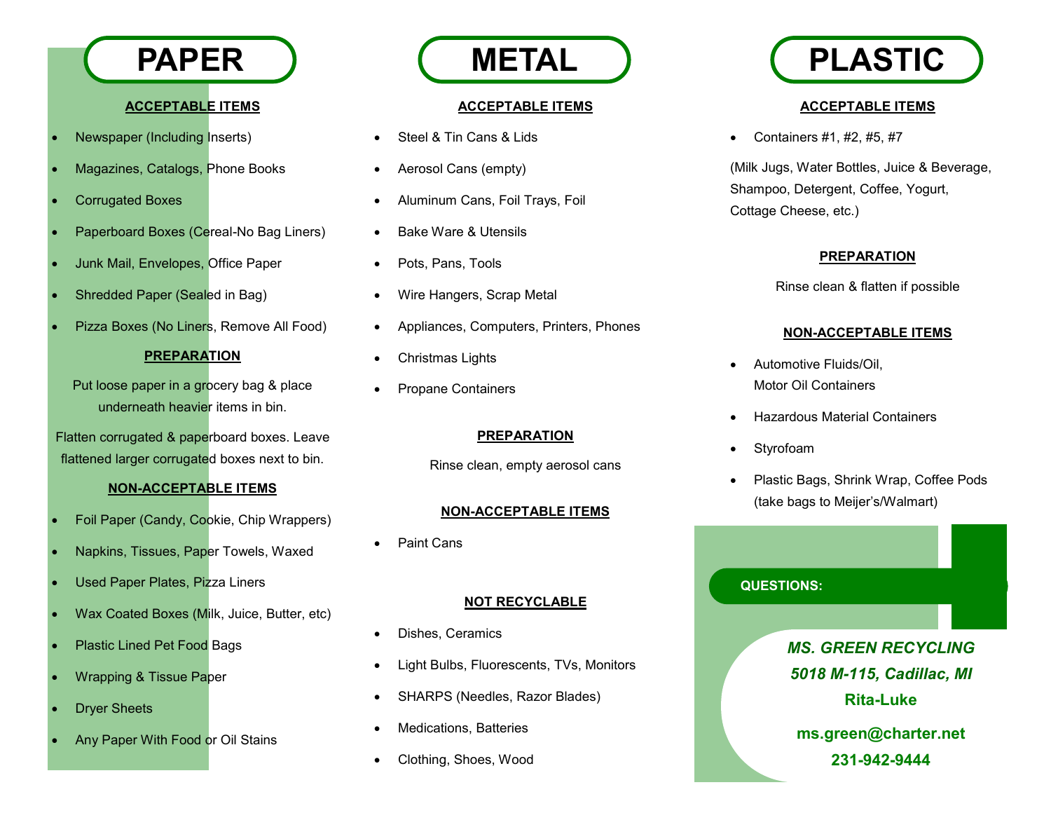# PAPER

## ACCEPTABLE ITEMS

- Newspaper (Including Inserts)
- Magazines, Catalogs, Phone Books
- Corrugated Boxes
- Paperboard Boxes (Cereal-No Bag Liners)
- Junk Mail, Envelopes, Office Paper
- Shredded Paper (Sealed in Bag)
- Pizza Boxes (No Liners, Remove All Food)

## PREPARATION

Put loose paper in a grocery bag & place underneath heavier items in bin.

Flatten corrugated & paperboard boxes. Leave flattened larger corrugated boxes next to bin.

## NON-ACCEPTABLE ITEMS

- Foil Paper (Candy, Cookie, Chip Wrappers)
- Napkins, Tissues, Paper Towels, Waxed
- Used Paper Plates, Pizza Liners
- Wax Coated Boxes (Milk, Juice, Butter, etc)
- Plastic Lined Pet Food Bags
- Wrapping & Tissue Paper
- Dryer Sheets
- Any Paper With Food or Oil Stains

# METAL

## ACCEPTABLE ITEMS

- Steel & Tin Cans & Lids
- Aerosol Cans (empty)
- Aluminum Cans, Foil Trays, Foil
- Bake Ware & Utensils
- Pots, Pans, Tools
- Wire Hangers, Scrap Metal
- Appliances, Computers, Printers, Phones
- Christmas Lights
- Propane Containers

## PREPARATION

Rinse clean, empty aerosol cans

## NON-ACCEPTABLE ITEMS

- Paint Cans

## NOT RECYCLABLE

- Dishes, Ceramics
- Light Bulbs, Fluorescents, TVs, Monitors
- SHARPS (Needles, Razor Blades)
- Medications, Batteries
- Clothing, Shoes, Wood

# PLASTIC

## ACCEPTABLE ITEMS

- Containers #1, #2, #5, #7

(Milk Jugs, Water Bottles, Juice & Beverage, Shampoo, Detergent, Coffee, Yogurt, Cottage Cheese, etc.)

## PREPARATION

Rinse clean & flatten if possible

## NON-ACCEPTABLE ITEMS

- Automotive Fluids/Oil, Motor Oil Containers
- Hazardous Material Containers
- Styrofoam
- Plastic Bags, Shrink Wrap, Coffee Pods (take bags to Meijer's/Walmart)

**QUESTIONS:**

***MS. GREEN RECYCLING***
***5018 M-115, Cadillac, MI***
**Rita-Luke**

**ms.green@charter.net**
**231-942-9444**